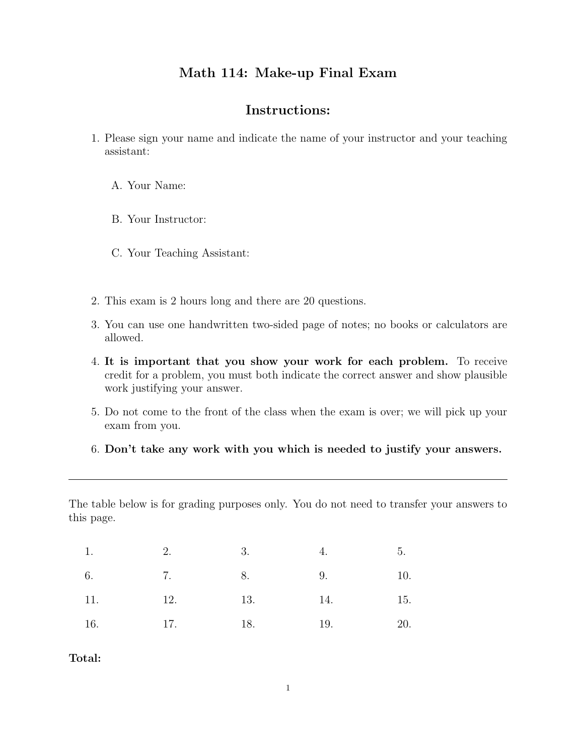# Math 114: Make-up Final Exam

## Instructions:

1. Please sign your name and indicate the name of your instructor and your teaching assistant:

   A. Your Name:

   B. Your Instructor:

   C. Your Teaching Assistant:

2. This exam is 2 hours long and there are 20 questions.

3. You can use one handwritten two-sided page of notes; no books or calculators are allowed.

4. **It is important that you show your work for each problem.** To receive credit for a problem, you must both indicate the correct answer and show plausible work justifying your answer.

5. Do not come to the front of the class when the exam is over; we will pick up your exam from you.

6. **Don't take any work with you which is needed to justify your answers.**

---

The table below is for grading purposes only. You do not need to transfer your answers to this page.

| | | | | |
|---|---|---|---|---|
| 1. | 2. | 3. | 4. | 5. |
| 6. | 7. | 8. | 9. | 10. |
| 11. | 12. | 13. | 14. | 15. |
| 16. | 17. | 18. | 19. | 20. |

**Total:**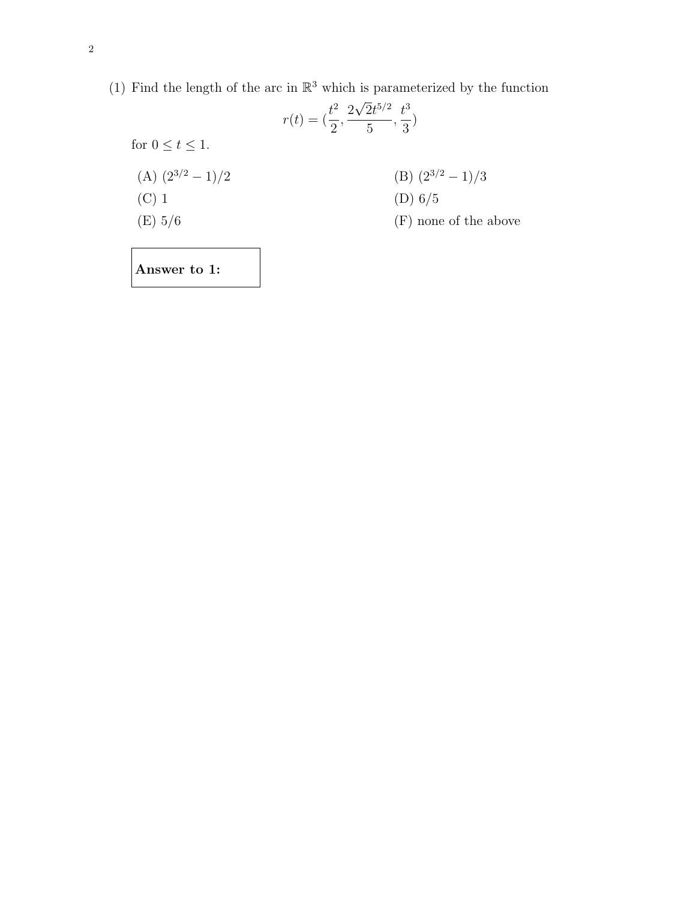(1) Find the length of the arc in $\mathbb{R}^3$ which is parameterized by the function

$$r(t) = (\frac{t^2}{2}, \frac{2\sqrt{2}t^{5/2}}{5}, \frac{t^3}{3})$$

for $0 \leq t \leq 1$.

(A) $(2^{3/2} - 1)/2$

(B) $(2^{3/2} - 1)/3$

(C) 1

(D) 6/5

(E) 5/6

(F) none of the above

**Answer to 1:**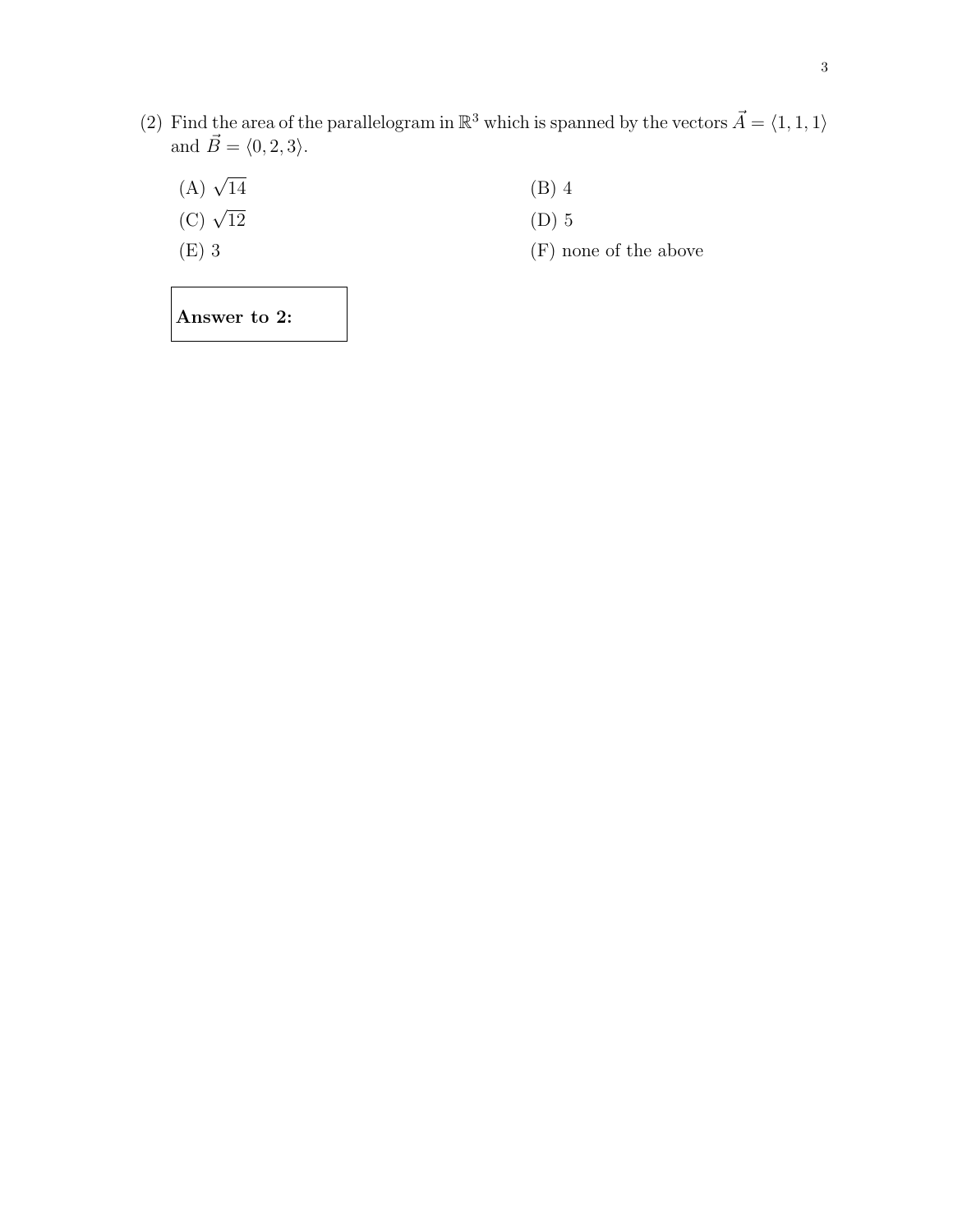(2) Find the area of the parallelogram in $\mathbb{R}^3$ which is spanned by the vectors $\vec{A} = \langle 1, 1, 1 \rangle$ and $\vec{B} = \langle 0, 2, 3 \rangle$.

(A) $\sqrt{14}$

(B) 4

(C) $\sqrt{12}$

(D) 5

(E) 3

(F) none of the above

| **Answer to 2:** |
|---|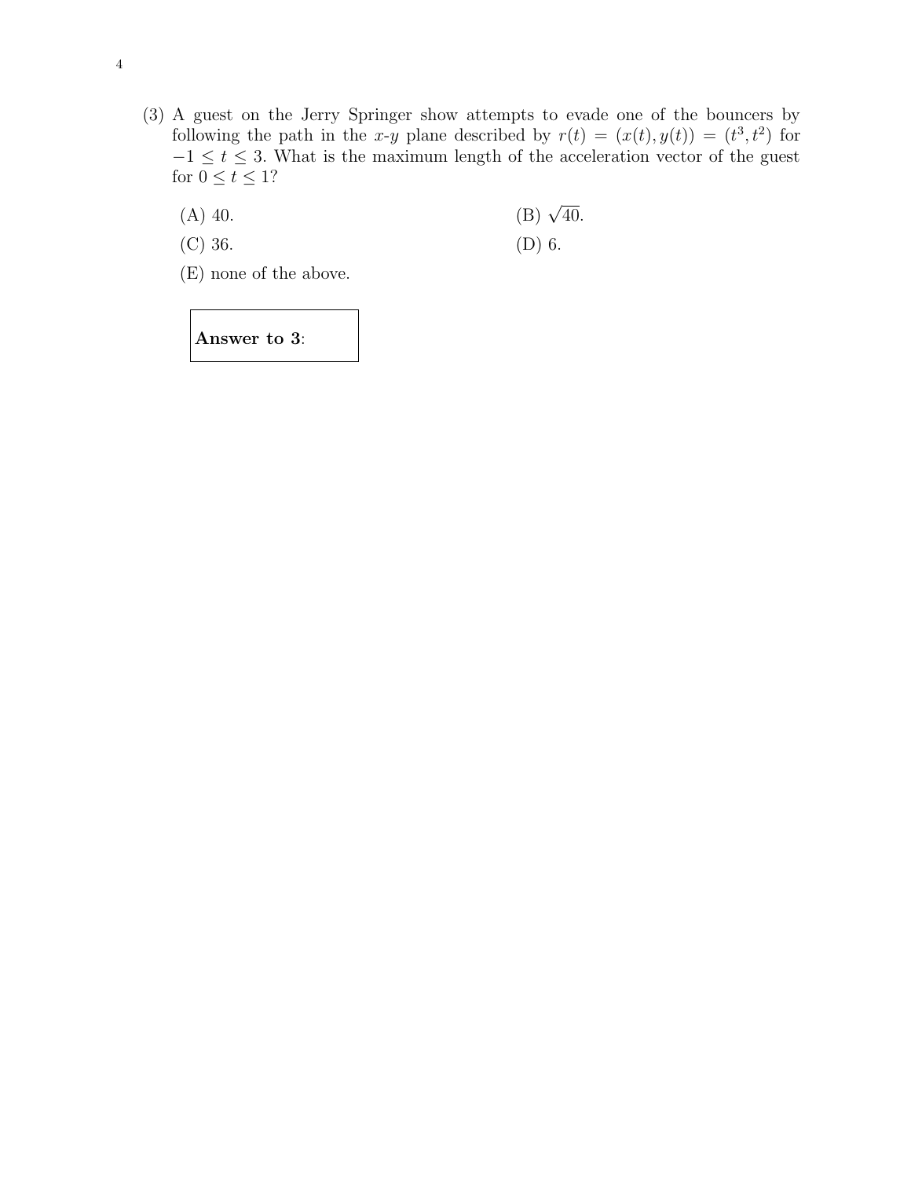(3) A guest on the Jerry Springer show attempts to evade one of the bouncers by following the path in the $x$-$y$ plane described by $r(t) = (x(t), y(t)) = (t^3, t^2)$ for $-1 \leq t \leq 3$. What is the maximum length of the acceleration vector of the guest for $0 \leq t \leq 1$?

(A) 40.

(B) $\sqrt{40}$.

(C) 36.

(D) 6.

(E) none of the above.

| **Answer to 3**: |
|---|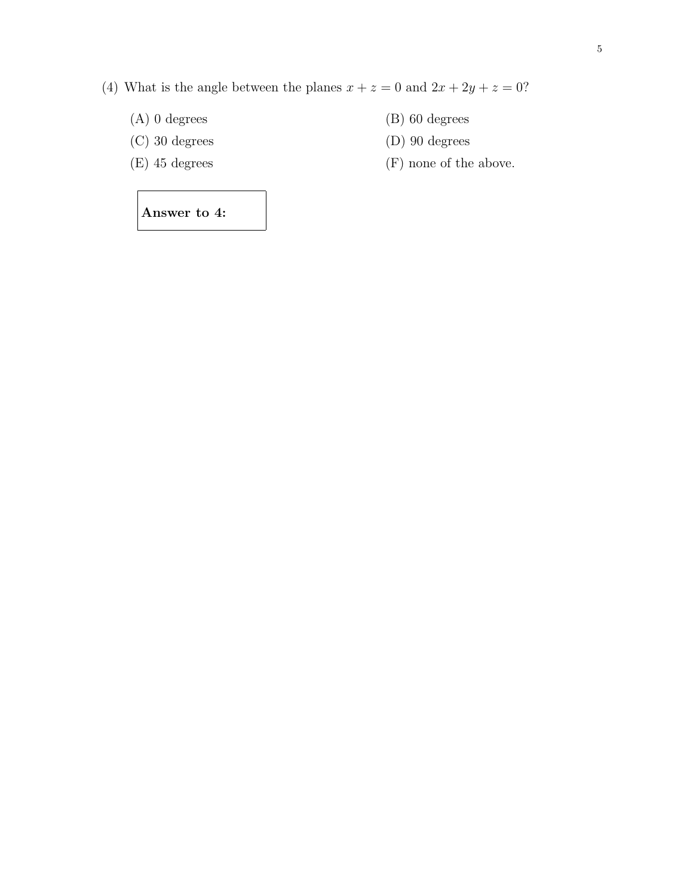(4) What is the angle between the planes $x + z = 0$ and $2x + 2y + z = 0$?

(A) 0 degrees

(B) 60 degrees

(C) 30 degrees

(D) 90 degrees

(E) 45 degrees

(F) none of the above.

**Answer to 4:**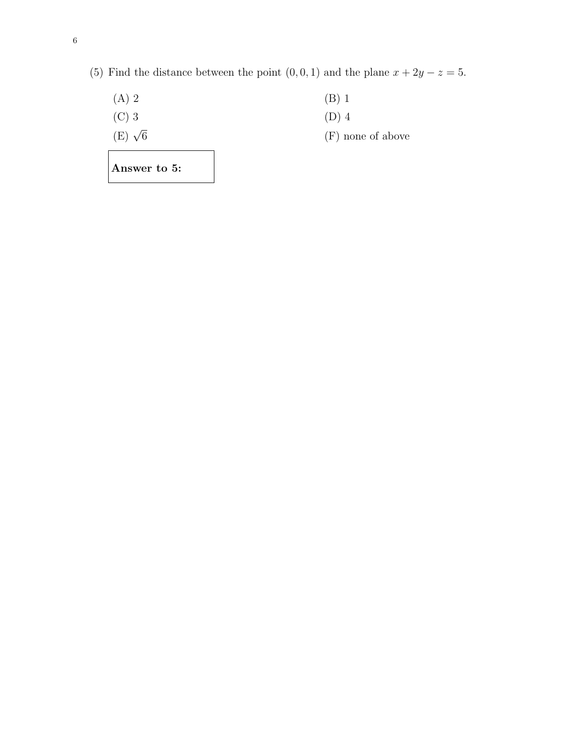(5) Find the distance between the point $(0, 0, 1)$ and the plane $x + 2y - z = 5$.

(A) 2

(B) 1

(C) 3

(D) 4

(E) $\sqrt{6}$

(F) none of above

**Answer to 5:**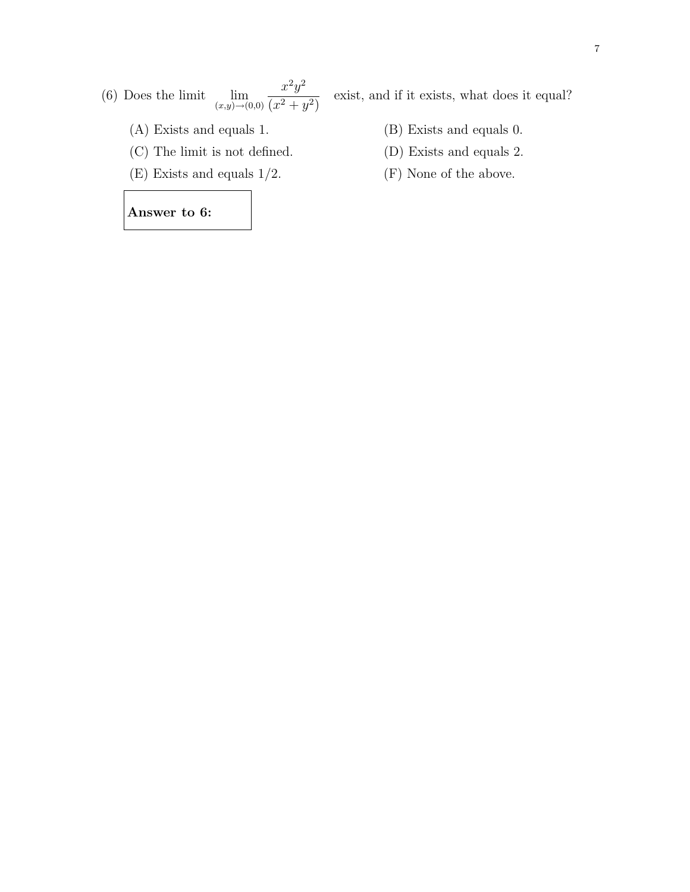(6) Does the limit $\displaystyle\lim_{(x,y)\to(0,0)} \frac{x^2y^2}{(x^2+y^2)}$ exist, and if it exists, what does it equal?

(A) Exists and equals 1.

(B) Exists and equals 0.

(C) The limit is not defined.

(D) Exists and equals 2.

(E) Exists and equals 1/2.

(F) None of the above.

**Answer to 6:**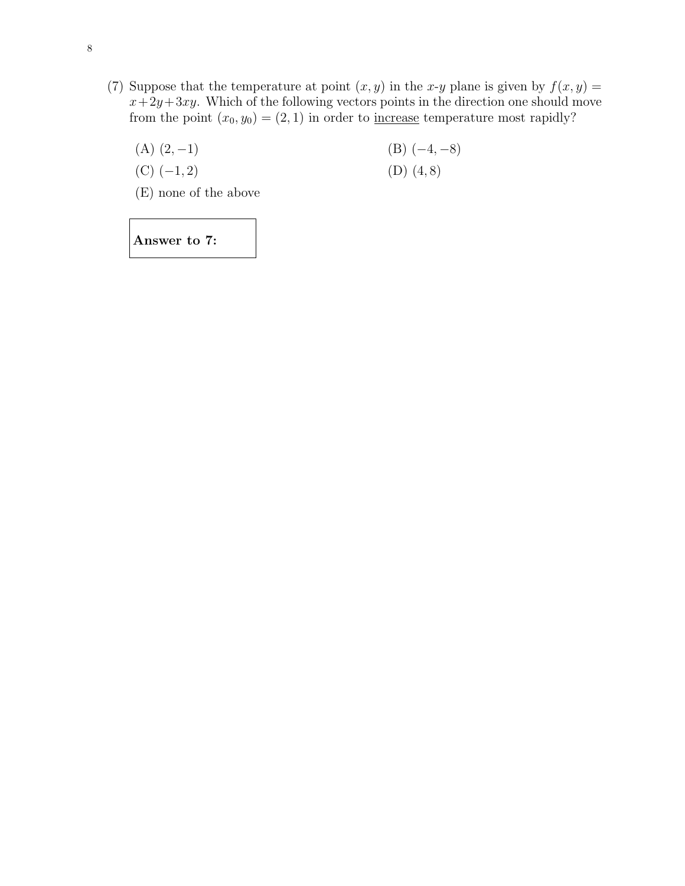(7) Suppose that the temperature at point $(x, y)$ in the $x$-$y$ plane is given by $f(x, y) = x + 2y + 3xy$. Which of the following vectors points in the direction one should move from the point $(x_0, y_0) = (2, 1)$ in order to increase temperature most rapidly?

(A) $(2, -1)$

(B) $(-4, -8)$

(C) $(-1, 2)$

(D) $(4, 8)$

(E) none of the above

**Answer to 7:**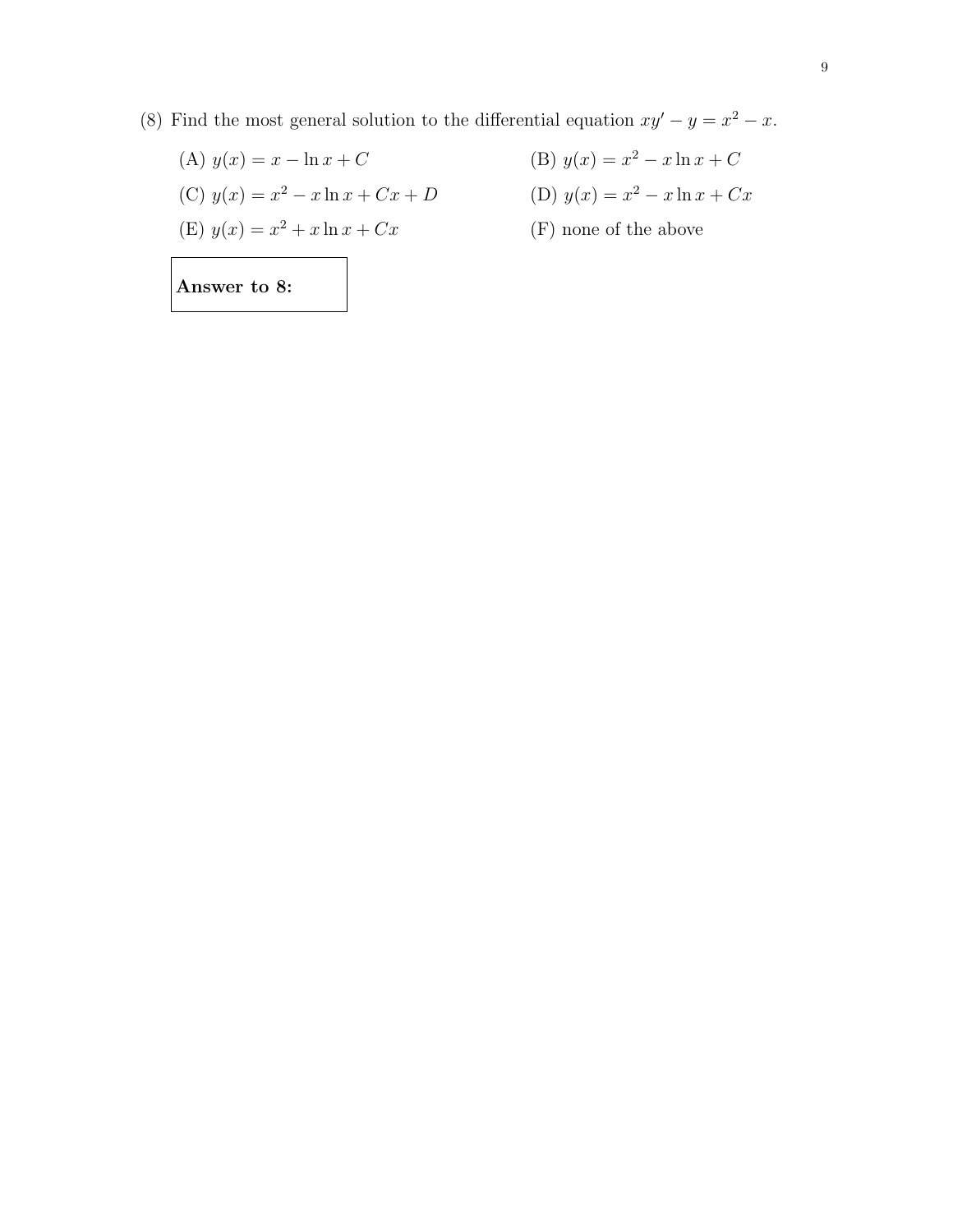(8) Find the most general solution to the differential equation $xy' - y = x^2 - x$.

(A) $y(x) = x - \ln x + C$

(B) $y(x) = x^2 - x \ln x + C$

(C) $y(x) = x^2 - x \ln x + Cx + D$

(D) $y(x) = x^2 - x \ln x + Cx$

(E) $y(x) = x^2 + x \ln x + Cx$

(F) none of the above

| **Answer to 8:** |
|---|
| |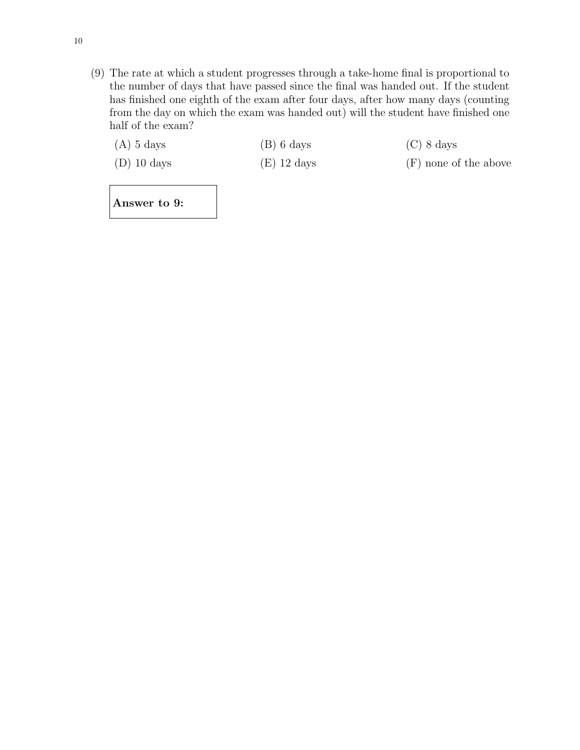(9) The rate at which a student progresses through a take-home final is proportional to the number of days that have passed since the final was handed out. If the student has finished one eighth of the exam after four days, after how many days (counting from the day on which the exam was handed out) will the student have finished one half of the exam?

(A) 5 days

(B) 6 days

(C) 8 days

(D) 10 days

(E) 12 days

(F) none of the above

**Answer to 9:**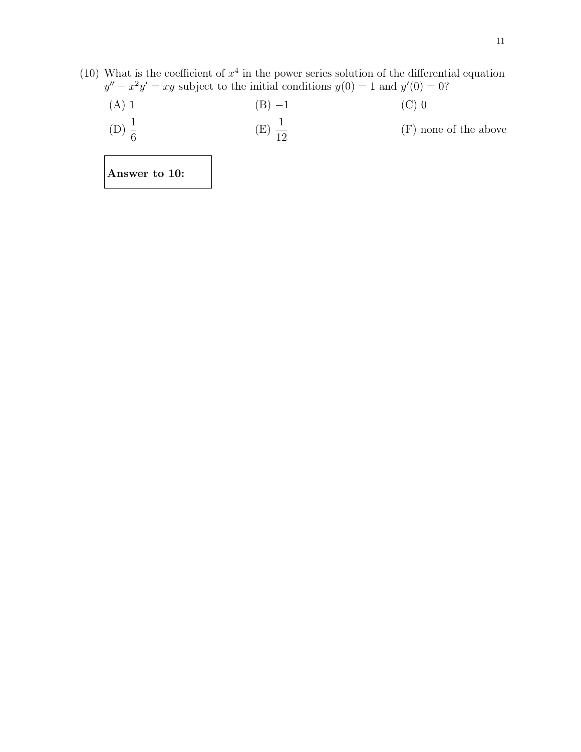(10) What is the coefficient of $x^4$ in the power series solution of the differential equation $y'' - x^2y' = xy$ subject to the initial conditions $y(0) = 1$ and $y'(0) = 0$?

(A) 1

(B) $-1$

(C) 0

(D) $\dfrac{1}{6}$

(E) $\dfrac{1}{12}$

(F) none of the above

| **Answer to 10:** |
|---|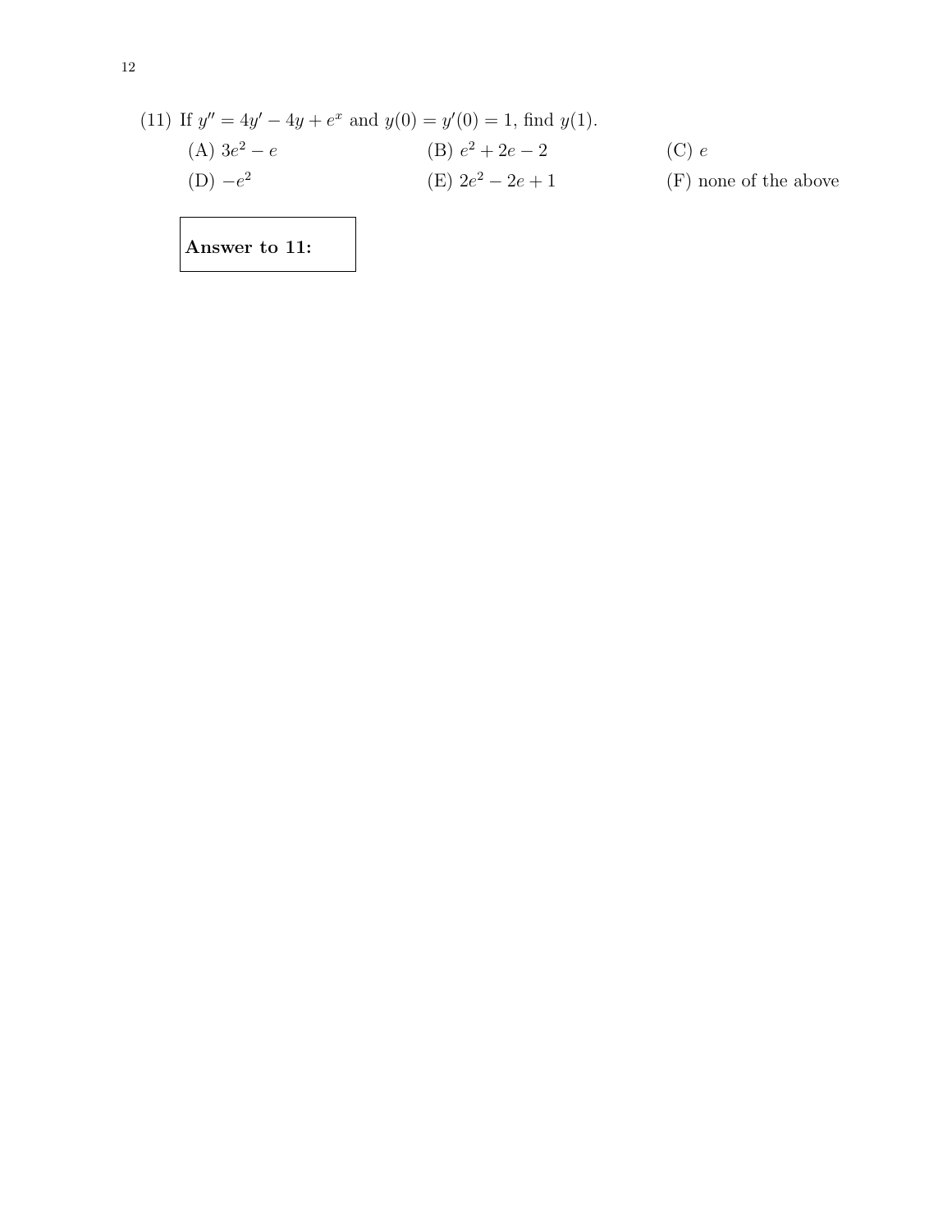(11) If $y'' = 4y' - 4y + e^x$ and $y(0) = y'(0) = 1$, find $y(1)$.

(A) $3e^2 - e$

(B) $e^2 + 2e - 2$

(C) $e$

(D) $-e^2$

(E) $2e^2 - 2e + 1$

(F) none of the above

**Answer to 11:**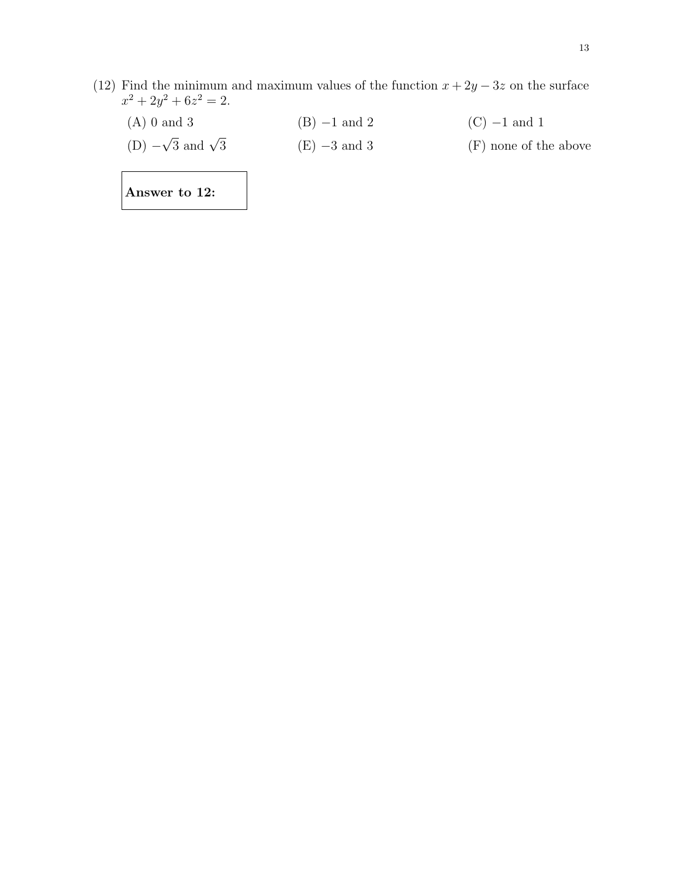(12) Find the minimum and maximum values of the function $x + 2y - 3z$ on the surface $x^2 + 2y^2 + 6z^2 = 2$.

(A) 0 and 3 (B) $-1$ and 2 (C) $-1$ and 1

(D) $-\sqrt{3}$ and $\sqrt{3}$ (E) $-3$ and 3 (F) none of the above

| **Answer to 12:** |
|---|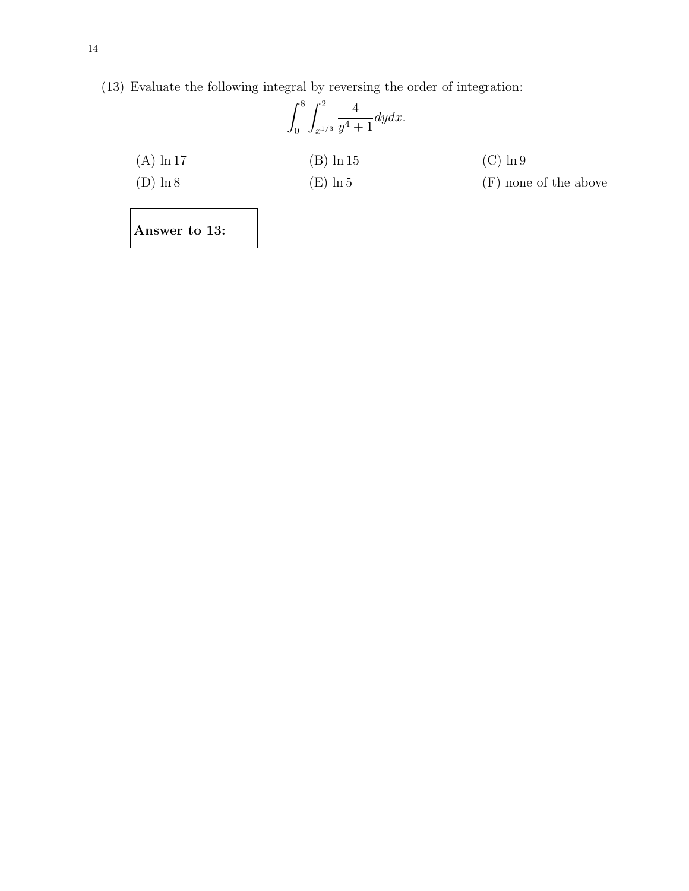(13) Evaluate the following integral by reversing the order of integration:

$$\int_0^8 \int_{x^{1/3}}^2 \frac{4}{y^4+1} dydx.$$

(A) $\ln 17$

(B) $\ln 15$

(C) $\ln 9$

(D) $\ln 8$

(E) $\ln 5$

(F) none of the above

**Answer to 13:**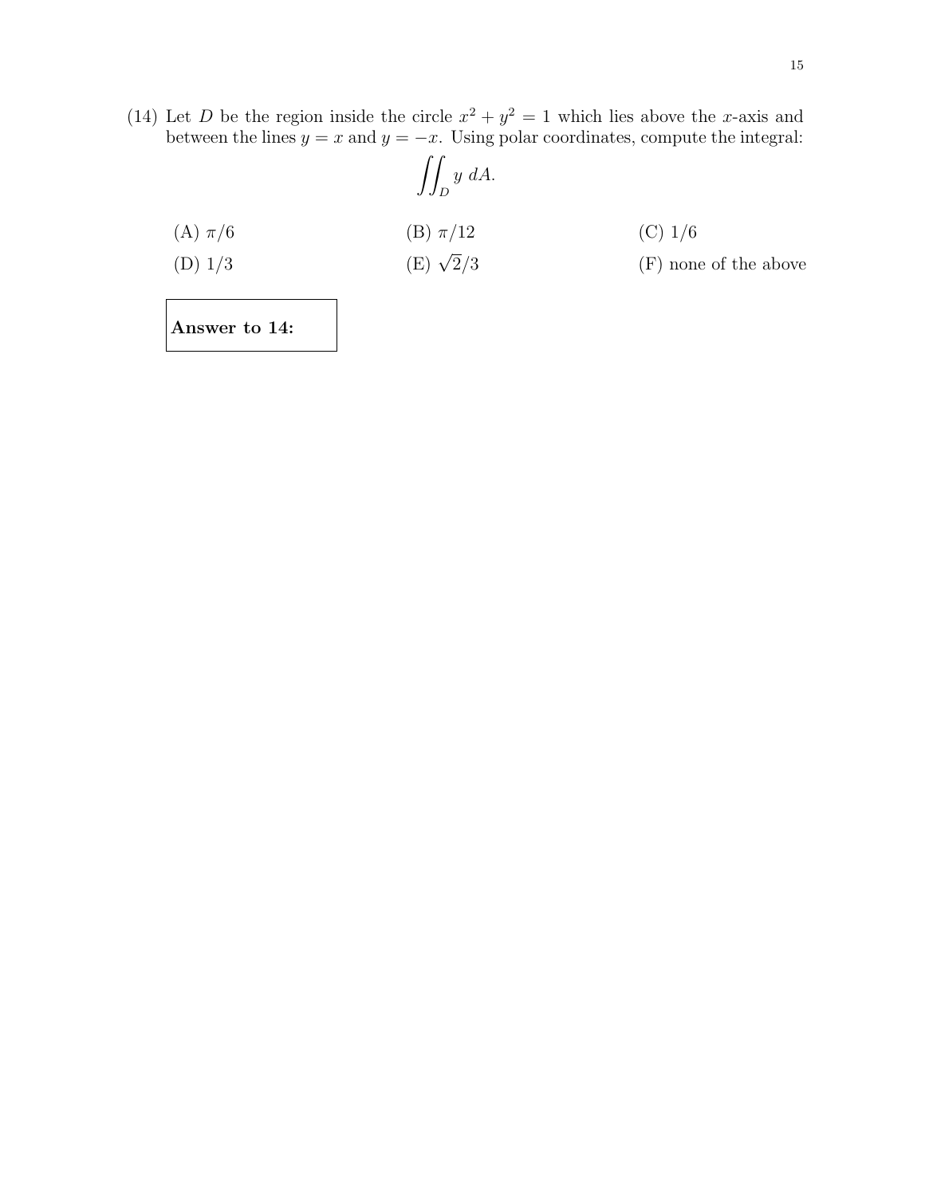(14) Let $D$ be the region inside the circle $x^2 + y^2 = 1$ which lies above the $x$-axis and between the lines $y = x$ and $y = -x$. Using polar coordinates, compute the integral:

$$\iint_D y \, dA.$$

(A) $\pi/6$

(B) $\pi/12$

(C) $1/6$

(D) $1/3$

(E) $\sqrt{2}/3$

(F) none of the above

**Answer to 14:**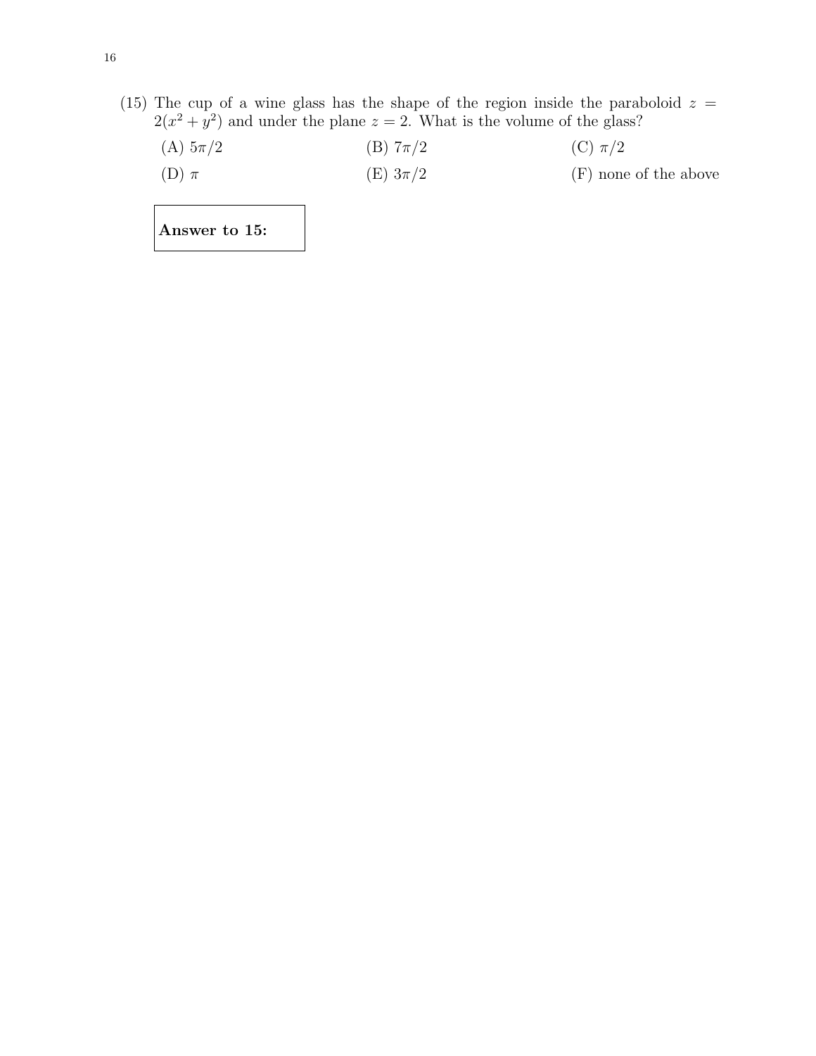(15) The cup of a wine glass has the shape of the region inside the paraboloid $z = 2(x^2 + y^2)$ and under the plane $z = 2$. What is the volume of the glass?

(A) $5\pi/2$ (B) $7\pi/2$ (C) $\pi/2$

(D) $\pi$ (E) $3\pi/2$ (F) none of the above

| **Answer to 15:** |
|---|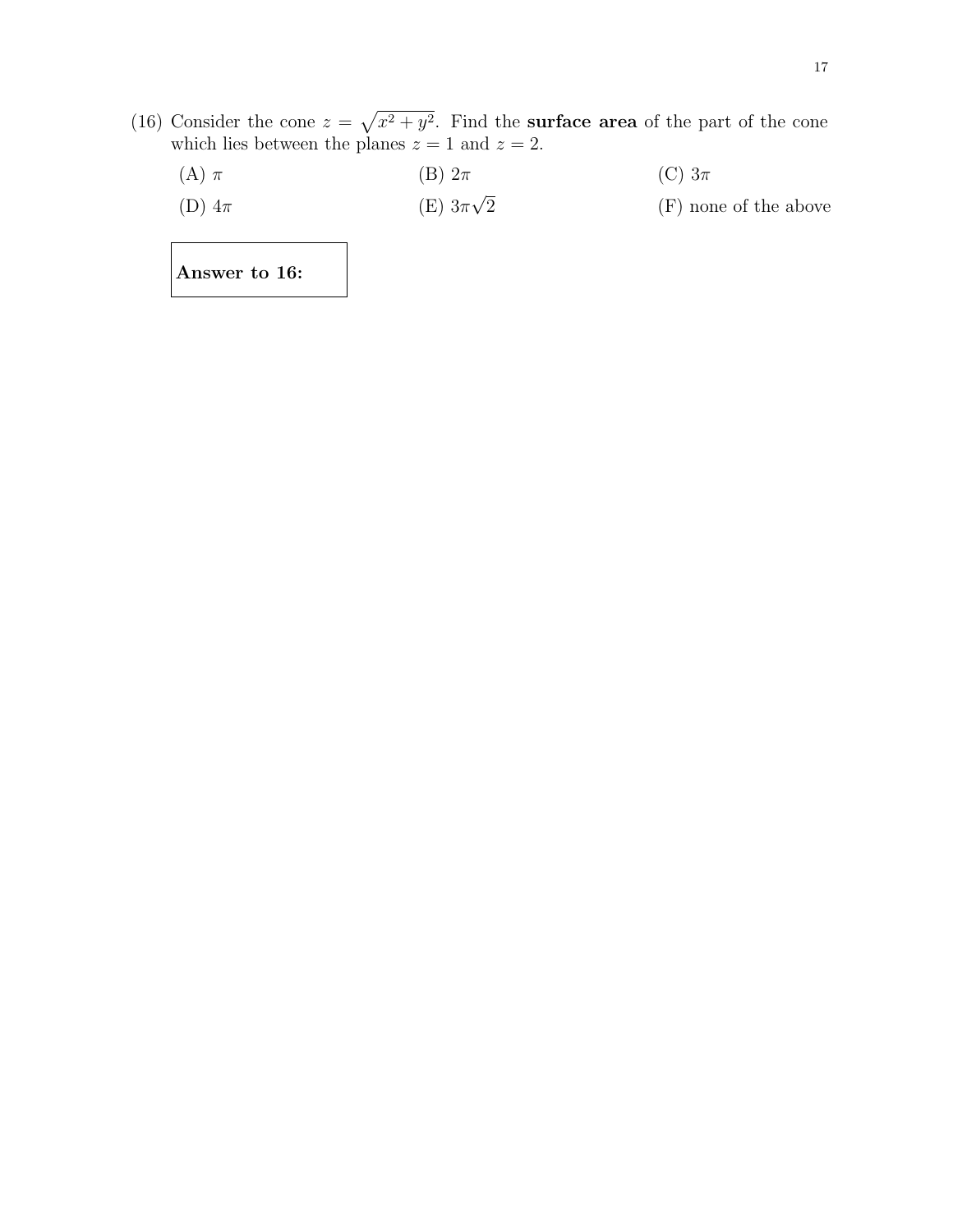(16) Consider the cone $z = \sqrt{x^2 + y^2}$. Find the **surface area** of the part of the cone which lies between the planes $z = 1$ and $z = 2$.

(A) $\pi$

(B) $2\pi$

(C) $3\pi$

(D) $4\pi$

(E) $3\pi\sqrt{2}$

(F) none of the above

| **Answer to 16:** |
|---|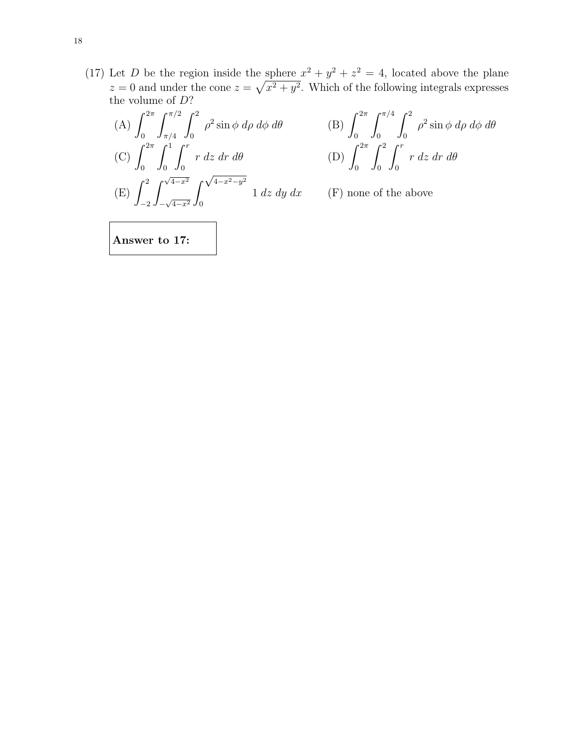(17) Let $D$ be the region inside the sphere $x^2 + y^2 + z^2 = 4$, located above the plane $z = 0$ and under the cone $z = \sqrt{x^2 + y^2}$. Which of the following integrals expresses the volume of $D$?

(A) $\displaystyle\int_0^{2\pi} \int_{\pi/4}^{\pi/2} \int_0^2 \rho^2 \sin\phi \, d\rho \, d\phi \, d\theta$

(B) $\displaystyle\int_0^{2\pi} \int_0^{\pi/4} \int_0^2 \rho^2 \sin\phi \, d\rho \, d\phi \, d\theta$

(C) $\displaystyle\int_0^{2\pi} \int_0^1 \int_0^r r \, dz \, dr \, d\theta$

(D) $\displaystyle\int_0^{2\pi} \int_0^2 \int_0^r r \, dz \, dr \, d\theta$

(E) $\displaystyle\int_{-2}^{2} \int_{-\sqrt{4-x^2}}^{\sqrt{4-x^2}} \int_0^{\sqrt{4-x^2-y^2}} 1 \, dz \, dy \, dx$

(F) none of the above

**Answer to 17:**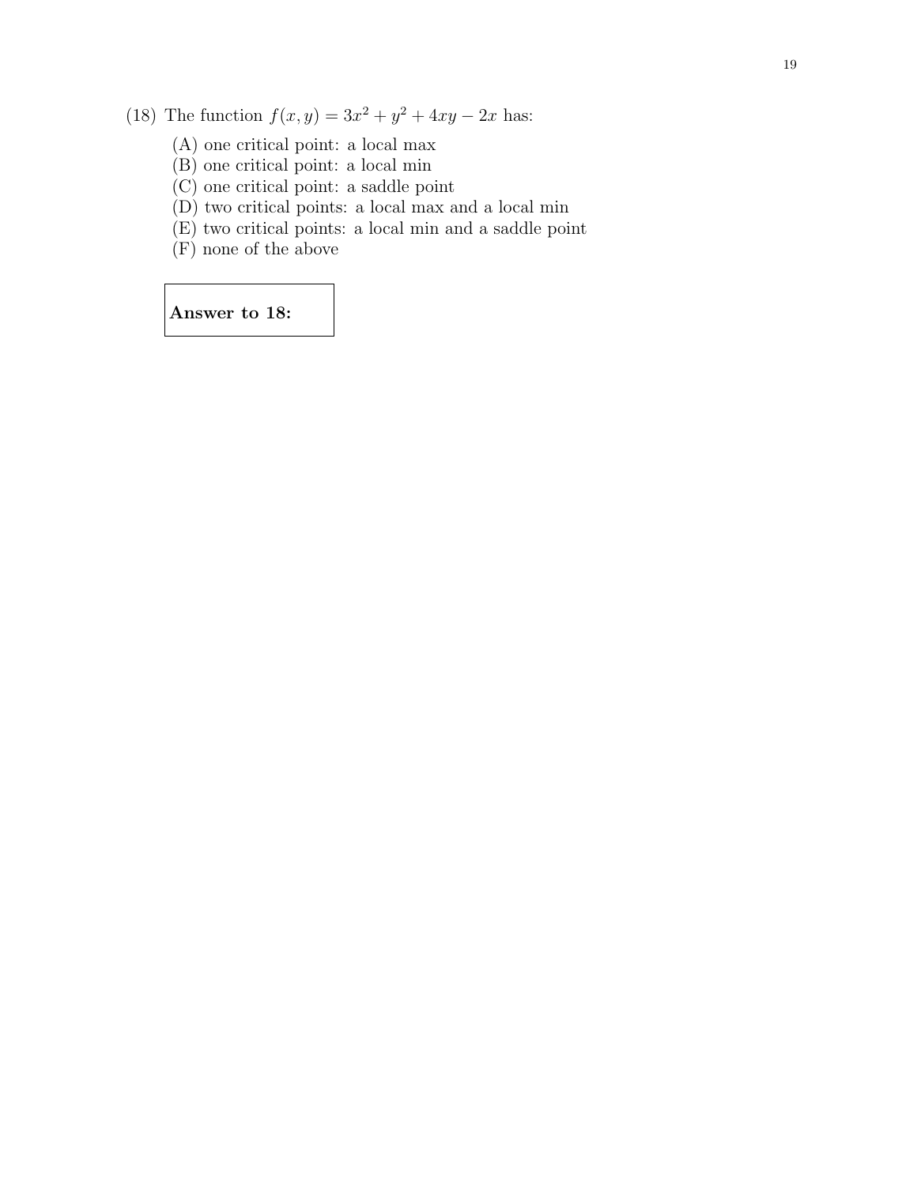(18) The function $f(x, y) = 3x^2 + y^2 + 4xy - 2x$ has:

(A) one critical point: a local max
(B) one critical point: a local min
(C) one critical point: a saddle point
(D) two critical points: a local max and a local min
(E) two critical points: a local min and a saddle point
(F) none of the above

**Answer to 18:**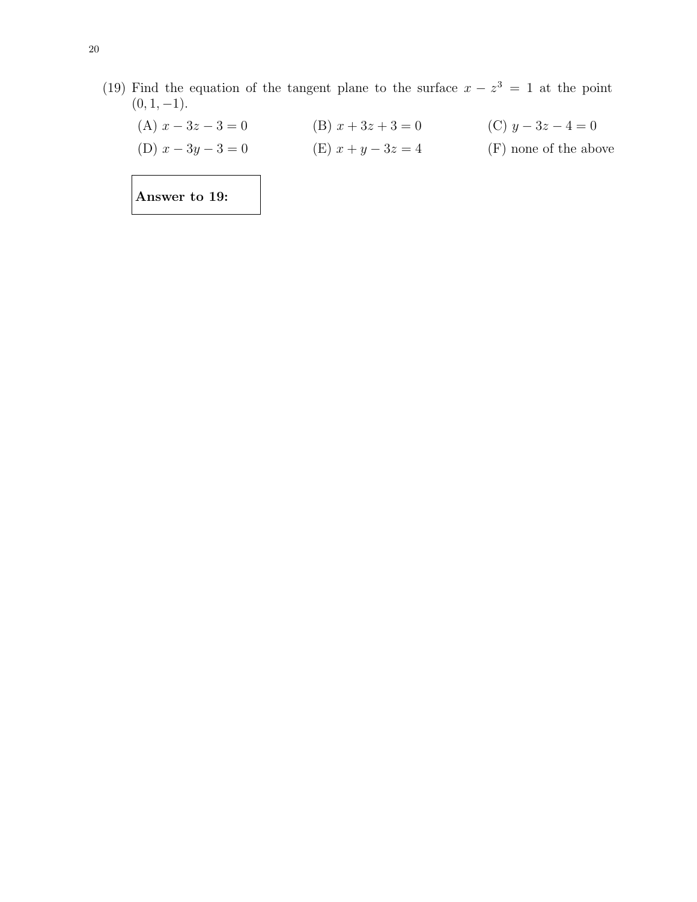(19) Find the equation of the tangent plane to the surface $x - z^3 = 1$ at the point $(0, 1, -1)$.

(A) $x - 3z - 3 = 0$

(B) $x + 3z + 3 = 0$

(C) $y - 3z - 4 = 0$

(D) $x - 3y - 3 = 0$

(E) $x + y - 3z = 4$

(F) none of the above

**Answer to 19:**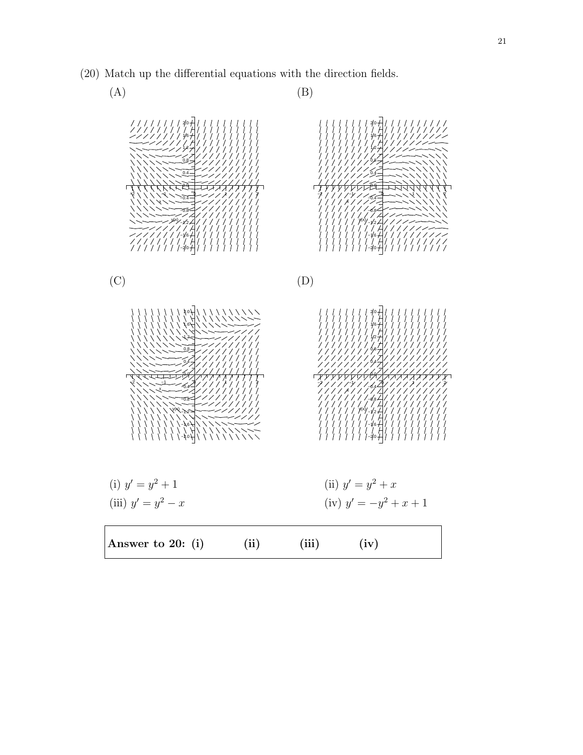(20) Match up the differential equations with the direction fields.

(A)

(B)

(C)

(D)

(i) $y' = y^2 + 1$

(ii) $y' = y^2 + x$

(iii) $y' = y^2 - x$

(iv) $y' = -y^2 + x + 1$

**Answer to 20: (i) (ii) (iii) (iv)**